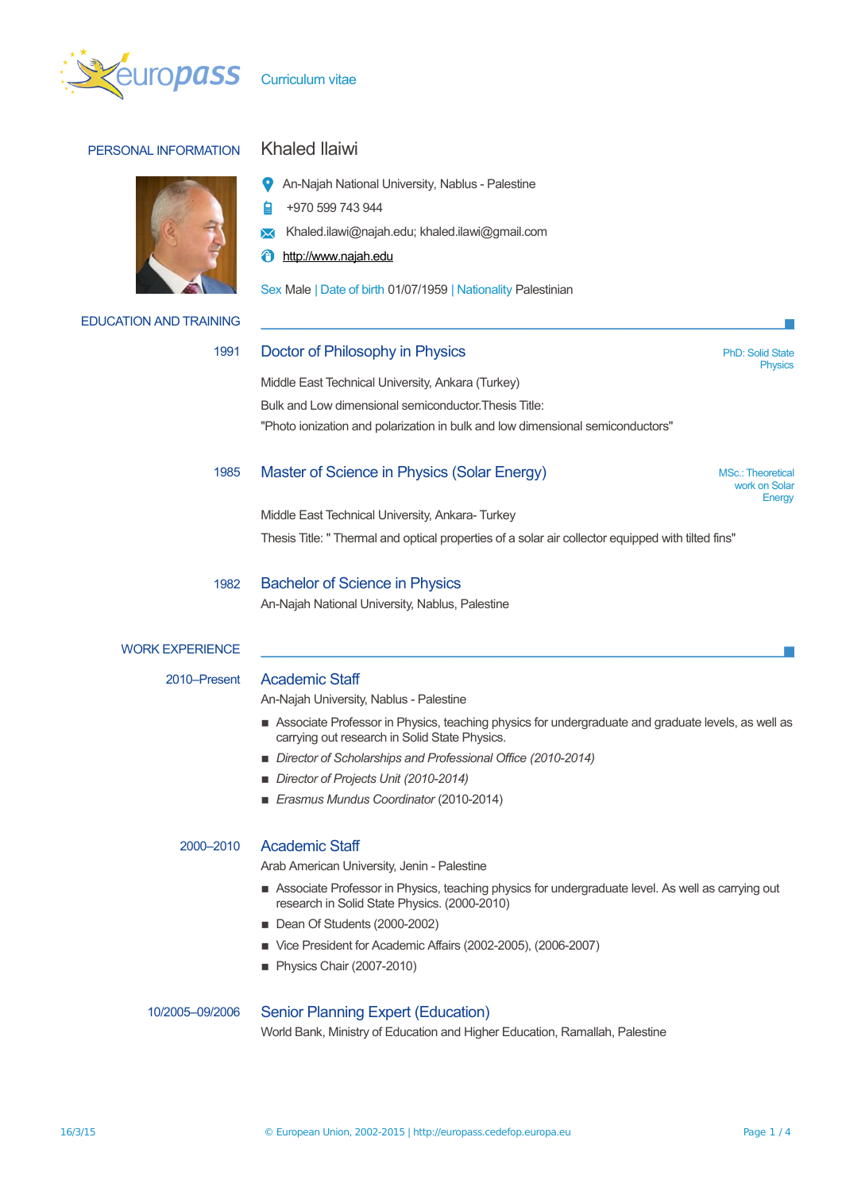europass Curriculum vitae

## PERSONAL INFORMATION

# Khaled Ilaiwi

An-Najah National University, Nablus - Palestine

+970 599 743 944

Khaled.ilawi@najah.edu; khaled.ilawi@gmail.com

http://www.najah.edu

Sex Male | Date of birth 01/07/1959 | Nationality Palestinian

## EDUCATION AND TRAINING

**1991** — **Doctor of Philosophy in Physics** — PhD: Solid State Physics

Middle East Technical University, Ankara (Turkey)

Bulk and Low dimensional semiconductor.Thesis Title:

"Photo ionization and polarization in bulk and low dimensional semiconductors"

**1985** — **Master of Science in Physics (Solar Energy)** — MSc.: Theoretical work on Solar Energy

Middle East Technical University, Ankara- Turkey

Thesis Title: " Thermal and optical properties of a solar air collector equipped with tilted fins"

**1982** — **Bachelor of Science in Physics**

An-Najah National University, Nablus, Palestine

## WORK EXPERIENCE

**2010–Present** — **Academic Staff**

An-Najah University, Nablus - Palestine

- Associate Professor in Physics, teaching physics for undergraduate and graduate levels, as well as carrying out research in Solid State Physics.
- *Director of Scholarships and Professional Office (2010-2014)*
- *Director of Projects Unit (2010-2014)*
- *Erasmus Mundus Coordinator* (2010-2014)

**2000–2010** — **Academic Staff**

Arab American University, Jenin - Palestine

- Associate Professor in Physics, teaching physics for undergraduate level. As well as carrying out research in Solid State Physics. (2000-2010)
- Dean Of Students (2000-2002)
- Vice President for Academic Affairs (2002-2005), (2006-2007)
- Physics Chair (2007-2010)

**10/2005–09/2006** — **Senior Planning Expert (Education)**

World Bank, Ministry of Education and Higher Education, Ramallah, Palestine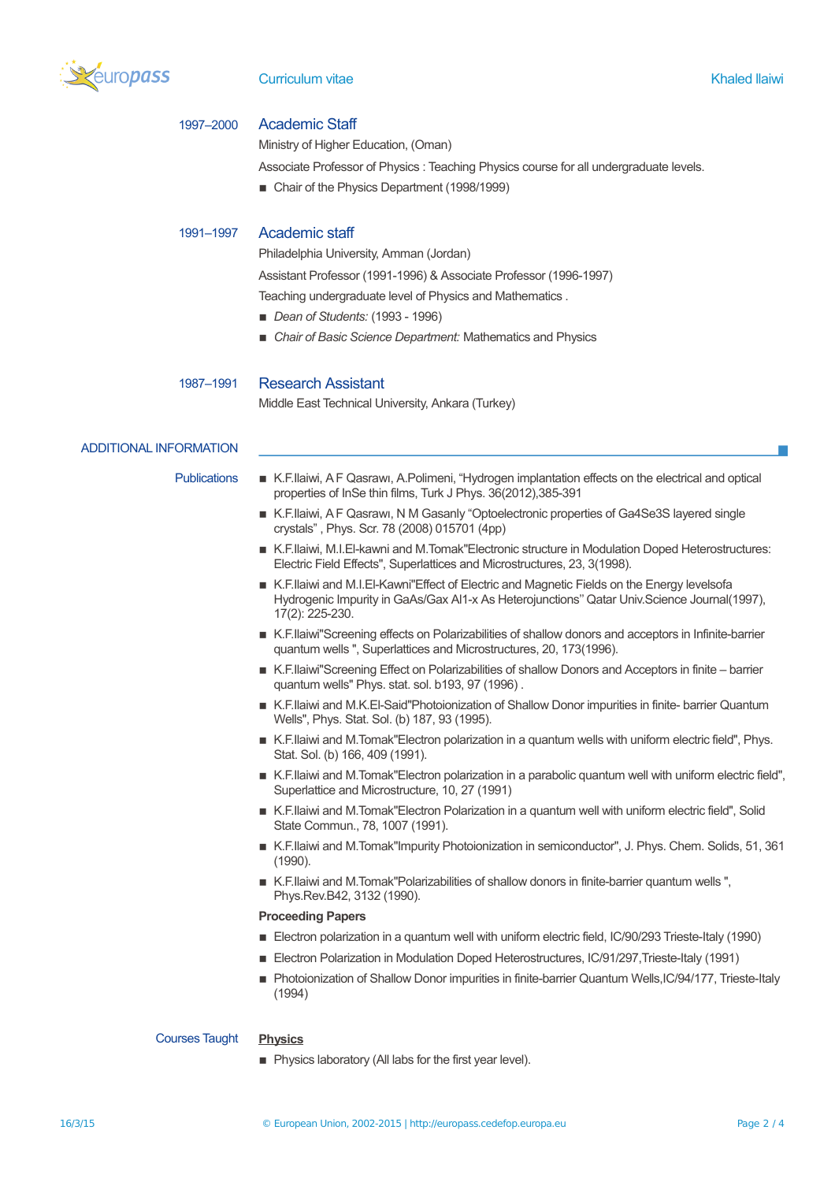**1997–2000** 

### Academic Staff

Ministry of Higher Education, (Oman)

Associate Professor of Physics : Teaching Physics course for all undergraduate levels.

- Chair of the Physics Department (1998/1999)

**1991–1997** 

### Academic staff

Philadelphia University, Amman (Jordan)

Assistant Professor (1991-1996) & Associate Professor (1996-1997)

Teaching undergraduate level of Physics and Mathematics .

- *Dean of Students:* (1993 - 1996)
- *Chair of Basic Science Department:* Mathematics and Physics

**1987–1991** 

### Research Assistant

Middle East Technical University, Ankara (Turkey)

## ADDITIONAL INFORMATION

**Publications**

- K.F.Ilaiwi, A F Qasrawı, A.Polimeni, "Hydrogen implantation effects on the electrical and optical properties of InSe thin films, Turk J Phys. 36(2012),385-391
- K.F.Ilaiwi, A F Qasrawı, N M Gasanly "Optoelectronic properties of Ga4Se3S layered single crystals" , Phys. Scr. 78 (2008) 015701 (4pp)
- K.F.Ilaiwi, M.I.El-kawni and M.Tomak"Electronic structure in Modulation Doped Heterostructures: Electric Field Effects", Superlattices and Microstructures, 23, 3(1998).
- K.F.Ilaiwi and M.I.El-Kawni"Effect of Electric and Magnetic Fields on the Energy levelsofa Hydrogenic Impurity in GaAs/Gax Al1-x As Heterojunctions" Qatar Univ.Science Journal(1997), 17(2): 225-230.
- K.F.Ilaiwi"Screening effects on Polarizabilities of shallow donors and acceptors in Infinite-barrier quantum wells ", Superlattices and Microstructures, 20, 173(1996).
- K.F.Ilaiwi"Screening Effect on Polarizabilities of shallow Donors and Acceptors in finite – barrier quantum wells" Phys. stat. sol. b193, 97 (1996) .
- K.F.Ilaiwi and M.K.El-Said"Photoionization of Shallow Donor impurities in finite- barrier Quantum Wells", Phys. Stat. Sol. (b) 187, 93 (1995).
- K.F.Ilaiwi and M.Tomak"Electron polarization in a quantum wells with uniform electric field", Phys. Stat. Sol. (b) 166, 409 (1991).
- K.F.Ilaiwi and M.Tomak"Electron polarization in a parabolic quantum well with uniform electric field", Superlattice and Microstructure, 10, 27 (1991)
- K.F.Ilaiwi and M.Tomak"Electron Polarization in a quantum well with uniform electric field", Solid State Commun., 78, 1007 (1991).
- K.F.Ilaiwi and M.Tomak"Impurity Photoionization in semiconductor", J. Phys. Chem. Solids, 51, 361 (1990).
- K.F.Ilaiwi and M.Tomak"Polarizabilities of shallow donors in finite-barrier quantum wells ", Phys.Rev.B42, 3132 (1990).

**Proceeding Papers**

- Electron polarization in a quantum well with uniform electric field, IC/90/293 Trieste-Italy (1990)
- Electron Polarization in Modulation Doped Heterostructures, IC/91/297,Trieste-Italy (1991)
- Photoionization of Shallow Donor impurities in finite-barrier Quantum Wells,IC/94/177, Trieste-Italy (1994)

**Courses Taught**

**Physics**

- Physics laboratory (All labs for the first year level).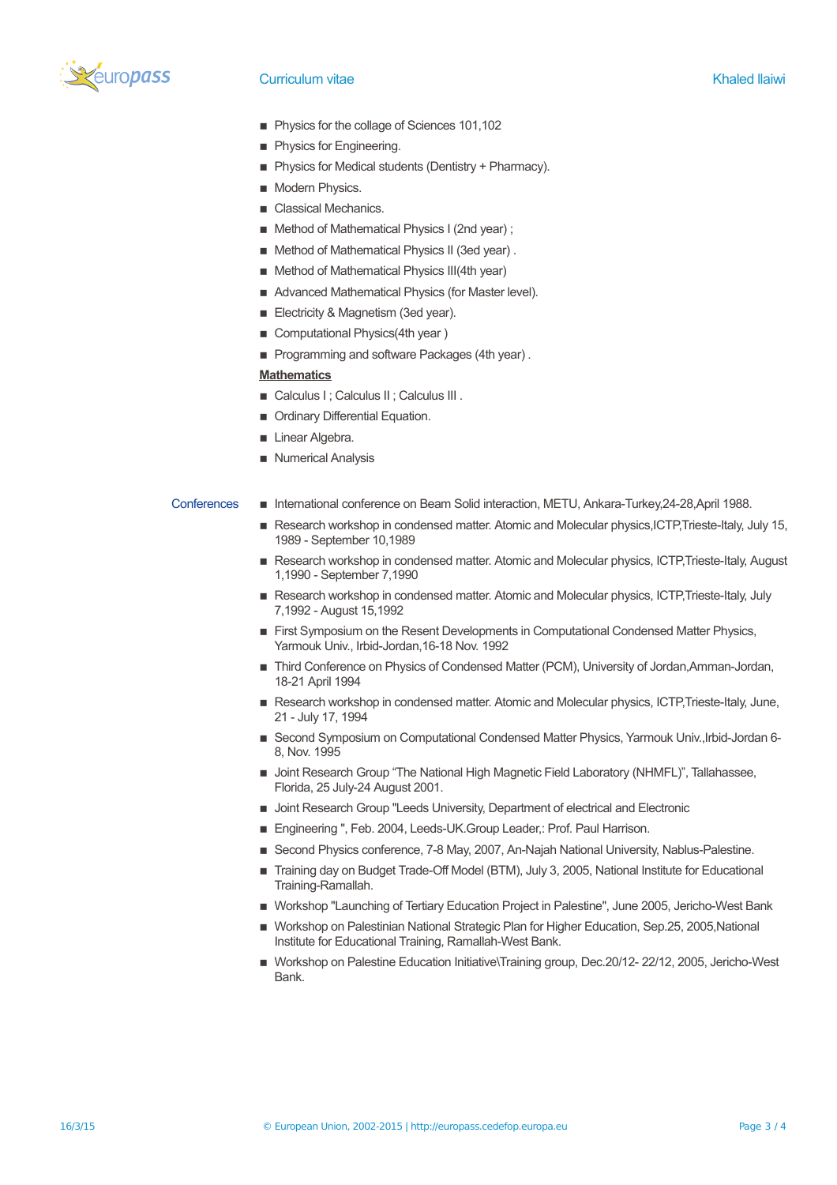- Physics for the collage of Sciences 101,102
- Physics for Engineering.
- Physics for Medical students (Dentistry + Pharmacy).
- Modern Physics.
- Classical Mechanics.
- Method of Mathematical Physics I (2nd year) ;
- Method of Mathematical Physics II (3ed year) .
- Method of Mathematical Physics III(4th year)
- Advanced Mathematical Physics (for Master level).
- Electricity & Magnetism (3ed year).
- Computational Physics(4th year )
- Programming and software Packages (4th year) .

**Mathematics**

- Calculus I ; Calculus II ; Calculus III .
- Ordinary Differential Equation.
- Linear Algebra.
- Numerical Analysis

## Conferences

- International conference on Beam Solid interaction, METU, Ankara-Turkey,24-28,April 1988.
- Research workshop in condensed matter. Atomic and Molecular physics,ICTP,Trieste-Italy, July 15, 1989 - September 10,1989
- Research workshop in condensed matter. Atomic and Molecular physics, ICTP,Trieste-Italy, August 1,1990 - September 7,1990
- Research workshop in condensed matter. Atomic and Molecular physics, ICTP,Trieste-Italy, July 7,1992 - August 15,1992
- First Symposium on the Resent Developments in Computational Condensed Matter Physics, Yarmouk Univ., Irbid-Jordan,16-18 Nov. 1992
- Third Conference on Physics of Condensed Matter (PCM), University of Jordan,Amman-Jordan, 18-21 April 1994
- Research workshop in condensed matter. Atomic and Molecular physics, ICTP,Trieste-Italy, June, 21 - July 17, 1994
- Second Symposium on Computational Condensed Matter Physics, Yarmouk Univ.,Irbid-Jordan 6-8, Nov. 1995
- Joint Research Group "The National High Magnetic Field Laboratory (NHMFL)", Tallahassee, Florida, 25 July-24 August 2001.
- Joint Research Group "Leeds University, Department of electrical and Electronic
- Engineering ", Feb. 2004, Leeds-UK.Group Leader,: Prof. Paul Harrison.
- Second Physics conference, 7-8 May, 2007, An-Najah National University, Nablus-Palestine.
- Training day on Budget Trade-Off Model (BTM), July 3, 2005, National Institute for Educational Training-Ramallah.
- Workshop "Launching of Tertiary Education Project in Palestine", June 2005, Jericho-West Bank
- Workshop on Palestinian National Strategic Plan for Higher Education, Sep.25, 2005,National Institute for Educational Training, Ramallah-West Bank.
- Workshop on Palestine Education Initiative\Training group, Dec.20/12- 22/12, 2005, Jericho-West Bank.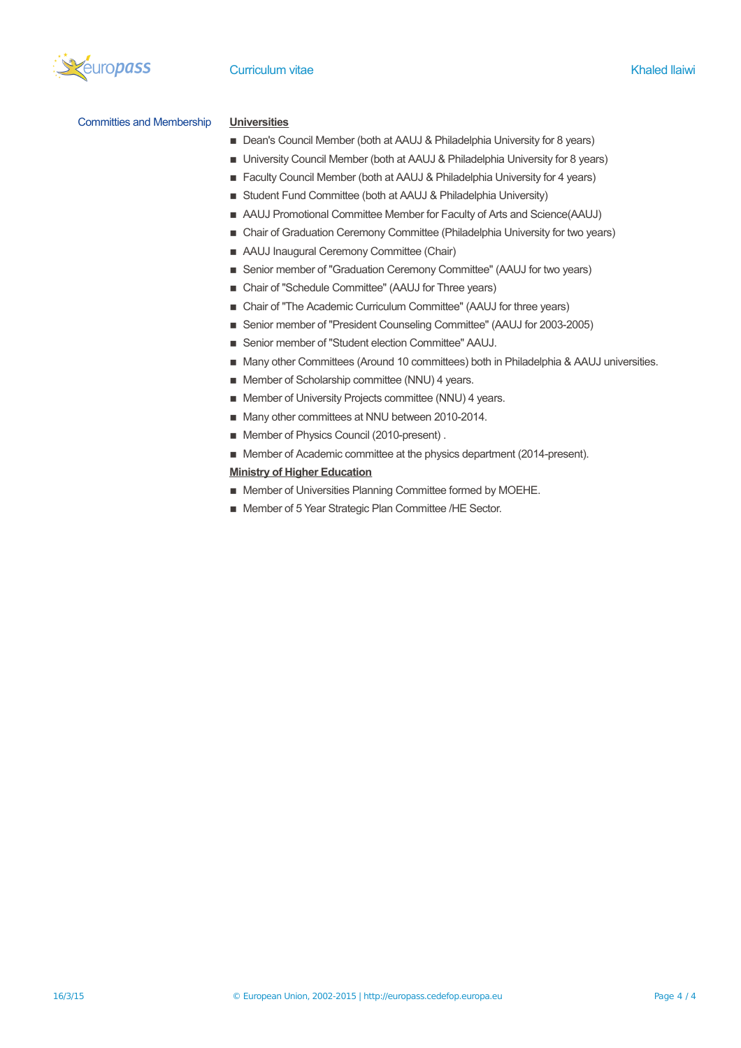## Committies and Membership

**Universities**

- Dean's Council Member (both at AAUJ & Philadelphia University for 8 years)
- University Council Member (both at AAUJ & Philadelphia University for 8 years)
- Faculty Council Member (both at AAUJ & Philadelphia University for 4 years)
- Student Fund Committee (both at AAUJ & Philadelphia University)
- AAUJ Promotional Committee Member for Faculty of Arts and Science(AAUJ)
- Chair of Graduation Ceremony Committee (Philadelphia University for two years)
- AAUJ Inaugural Ceremony Committee (Chair)
- Senior member of "Graduation Ceremony Committee" (AAUJ for two years)
- Chair of "Schedule Committee" (AAUJ for Three years)
- Chair of "The Academic Curriculum Committee" (AAUJ for three years)
- Senior member of "President Counseling Committee" (AAUJ for 2003-2005)
- Senior member of "Student election Committee" AAUJ.
- Many other Committees (Around 10 committees) both in Philadelphia & AAUJ universities.
- Member of Scholarship committee (NNU) 4 years.
- Member of University Projects committee (NNU) 4 years.
- Many other committees at NNU between 2010-2014.
- Member of Physics Council (2010-present) .
- Member of Academic committee at the physics department (2014-present).

**Ministry of Higher Education**

- Member of Universities Planning Committee formed by MOEHE.
- Member of 5 Year Strategic Plan Committee /HE Sector.